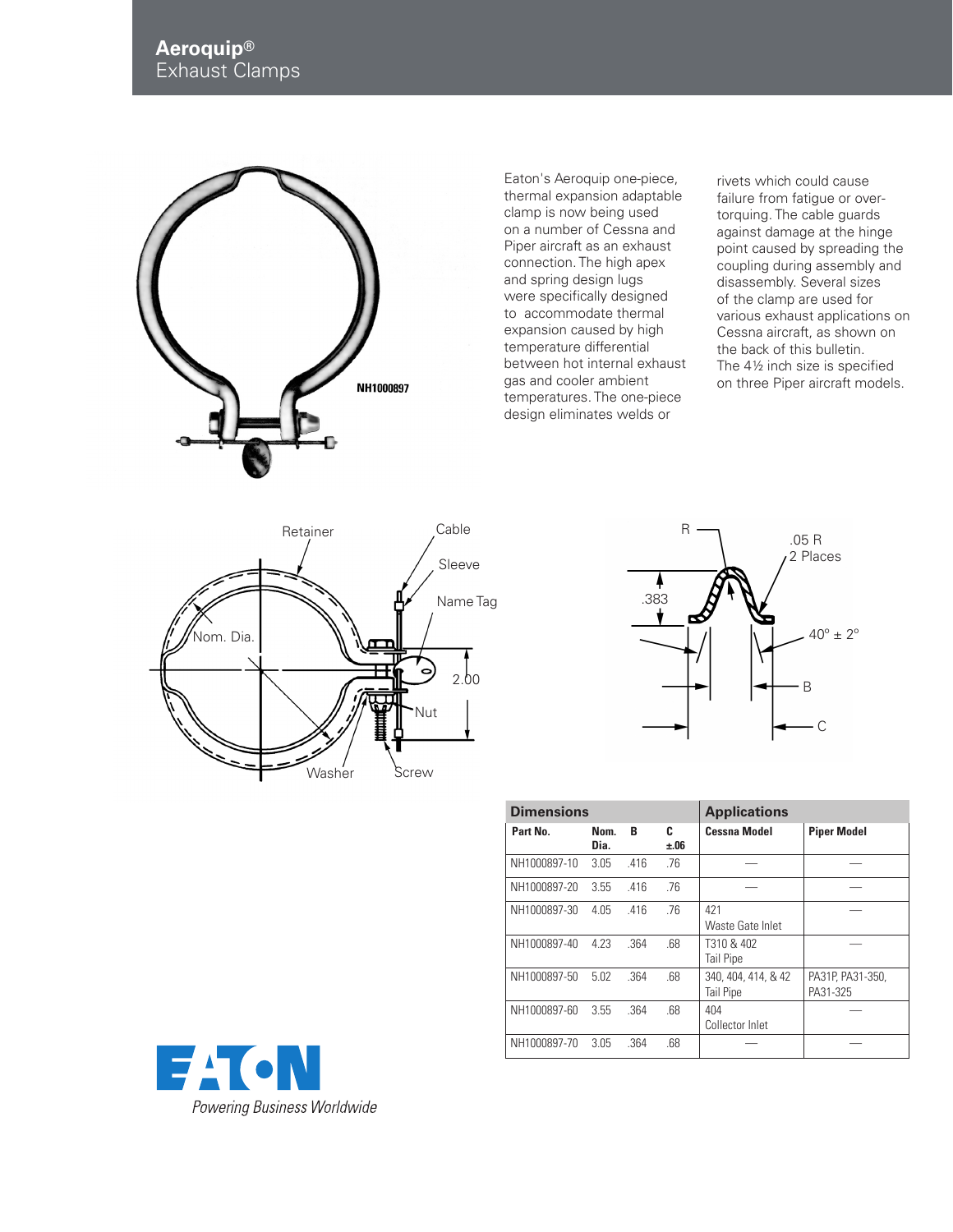# Aeroquip®
## Exhaust Clamps

Eaton's Aeroquip one-piece, thermal expansion adaptable clamp is now being used on a number of Cessna and Piper aircraft as an exhaust connection. The high apex and spring design lugs were specifically designed to accommodate thermal expansion caused by high temperature differential between hot internal exhaust gas and cooler ambient temperatures. The one-piece design eliminates welds or rivets which could cause failure from fatigue or over-torquing. The cable guards against damage at the hinge point caused by spreading the coupling during assembly and disassembly. Several sizes of the clamp are used for various exhaust applications on Cessna aircraft, as shown on the back of this bulletin. The 4½ inch size is specified on three Piper aircraft models.

| Dimensions | | | | Applications | |
|---|---|---|---|---|---|
| Part No. | Nom. Dia. | B | C ±.06 | Cessna Model | Piper Model |
| NH1000897-10 | 3.05 | .416 | .76 | — | — |
| NH1000897-20 | 3.55 | .416 | .76 | — | — |
| NH1000897-30 | 4.05 | .416 | .76 | 421 Waste Gate Inlet | — |
| NH1000897-40 | 4.23 | .364 | .68 | T310 & 402 Tail Pipe | — |
| NH1000897-50 | 5.02 | .364 | .68 | 340, 404, 414, & 42 Tail Pipe | PA31P, PA31-350, PA31-325 |
| NH1000897-60 | 3.55 | .364 | .68 | 404 Collector Inlet | — |
| NH1000897-70 | 3.05 | .364 | .68 | — | — |

EATON
*Powering Business Worldwide*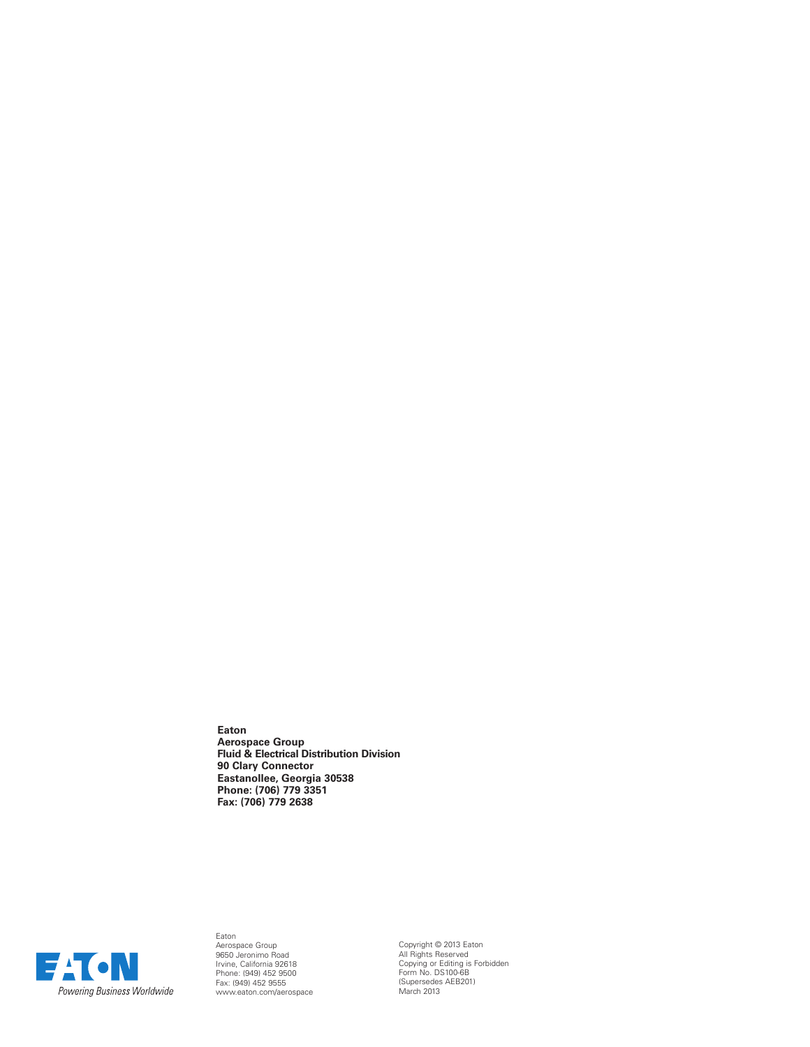**Eaton**
**Aerospace Group**
**Fluid & Electrical Distribution Division**
**90 Clary Connector**
**Eastanollee, Georgia 30538**
**Phone: (706) 779 3351**
**Fax: (706) 779 2638**

Powering Business Worldwide

Eaton
Aerospace Group
9650 Jeronimo Road
Irvine, California 92618
Phone: (949) 452 9500
Fax: (949) 452 9555
www.eaton.com/aerospace

Copyright © 2013 Eaton
All Rights Reserved
Copying or Editing is Forbidden
Form No. DS100-6B
(Supersedes AEB201)
March 2013